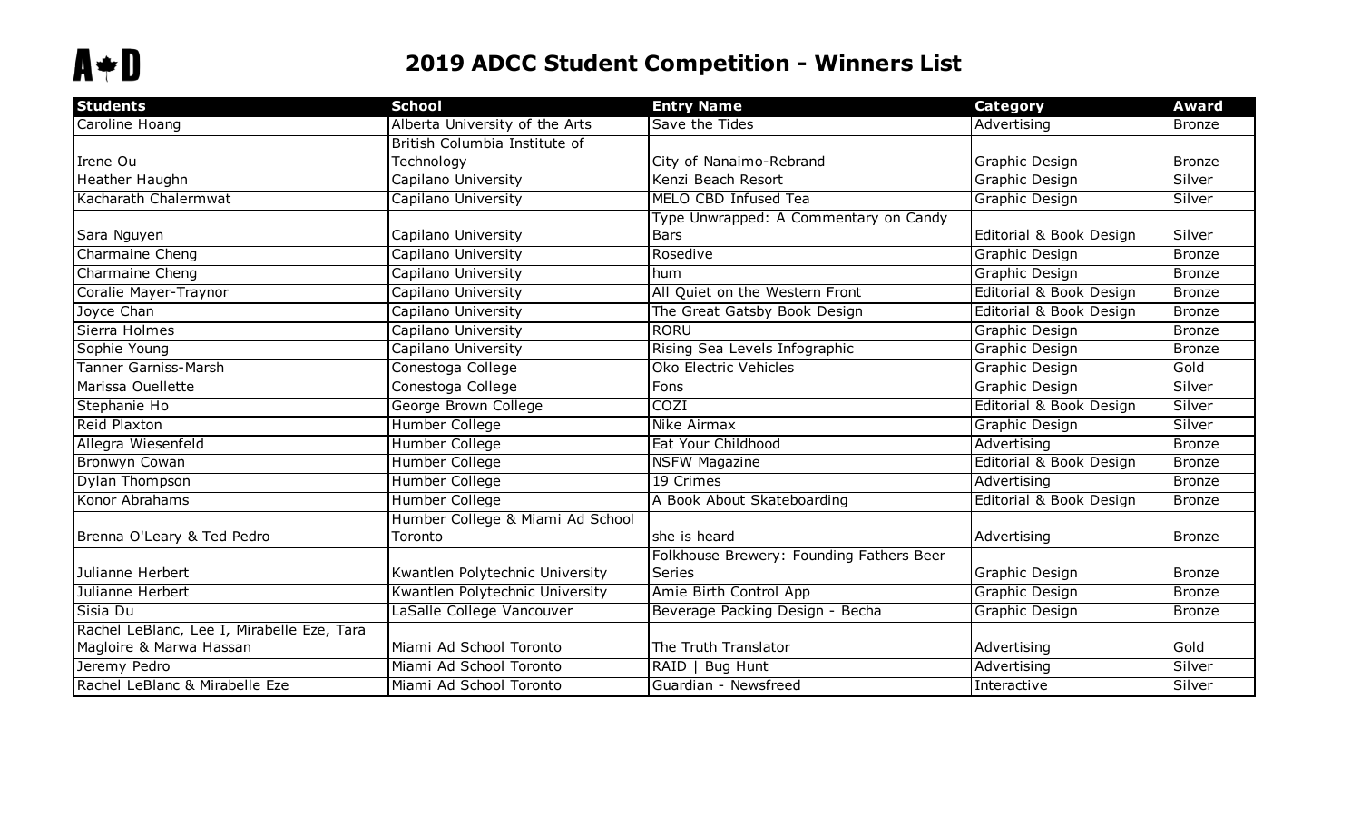# 2019 ADCC Student Competition - Winners List

| Students | School | Entry Name | Category | Award |
|---|---|---|---|---|
| Caroline Hoang | Alberta University of the Arts | Save the Tides | Advertising | Bronze |
| Irene Ou | British Columbia Institute of Technology | City of Nanaimo-Rebrand | Graphic Design | Bronze |
| Heather Haughn | Capilano University | Kenzi Beach Resort | Graphic Design | Silver |
| Kacharath Chalermwat | Capilano University | MELO CBD Infused Tea | Graphic Design | Silver |
| Sara Nguyen | Capilano University | Type Unwrapped: A Commentary on Candy Bars | Editorial & Book Design | Silver |
| Charmaine Cheng | Capilano University | Rosedive | Graphic Design | Bronze |
| Charmaine Cheng | Capilano University | hum | Graphic Design | Bronze |
| Coralie Mayer-Traynor | Capilano University | All Quiet on the Western Front | Editorial & Book Design | Bronze |
| Joyce Chan | Capilano University | The Great Gatsby Book Design | Editorial & Book Design | Bronze |
| Sierra Holmes | Capilano University | RORU | Graphic Design | Bronze |
| Sophie Young | Capilano University | Rising Sea Levels Infographic | Graphic Design | Bronze |
| Tanner Garniss-Marsh | Conestoga College | Oko Electric Vehicles | Graphic Design | Gold |
| Marissa Ouellette | Conestoga College | Fons | Graphic Design | Silver |
| Stephanie Ho | George Brown College | COZI | Editorial & Book Design | Silver |
| Reid Plaxton | Humber College | Nike Airmax | Graphic Design | Silver |
| Allegra Wiesenfeld | Humber College | Eat Your Childhood | Advertising | Bronze |
| Bronwyn Cowan | Humber College | NSFW Magazine | Editorial & Book Design | Bronze |
| Dylan Thompson | Humber College | 19 Crimes | Advertising | Bronze |
| Konor Abrahams | Humber College | A Book About Skateboarding | Editorial & Book Design | Bronze |
| Brenna O'Leary & Ted Pedro | Humber College & Miami Ad School Toronto | she is heard | Advertising | Bronze |
| Julianne Herbert | Kwantlen Polytechnic University | Folkhouse Brewery: Founding Fathers Beer Series | Graphic Design | Bronze |
| Julianne Herbert | Kwantlen Polytechnic University | Amie Birth Control App | Graphic Design | Bronze |
| Sisia Du | LaSalle College Vancouver | Beverage Packing Design - Becha | Graphic Design | Bronze |
| Rachel LeBlanc, Lee I, Mirabelle Eze, Tara Magloire & Marwa Hassan | Miami Ad School Toronto | The Truth Translator | Advertising | Gold |
| Jeremy Pedro | Miami Ad School Toronto | RAID \| Bug Hunt | Advertising | Silver |
| Rachel LeBlanc & Mirabelle Eze | Miami Ad School Toronto | Guardian - Newsfreed | Interactive | Silver |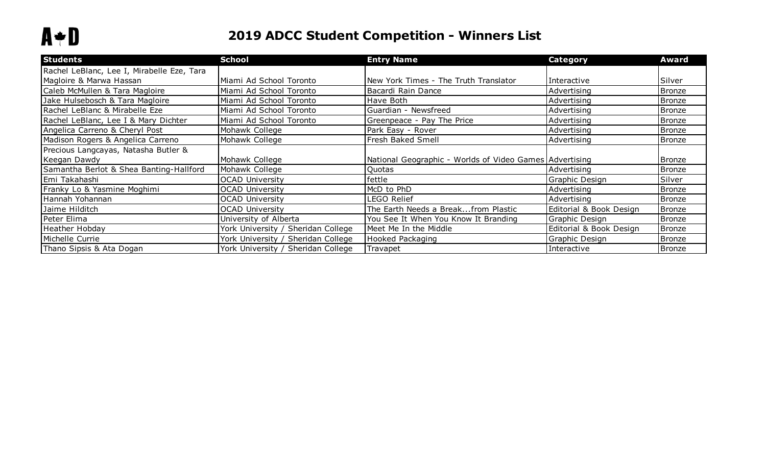# 2019 ADCC Student Competition - Winners List

| Students | School | Entry Name | Category | Award |
| --- | --- | --- | --- | --- |
| Rachel LeBlanc, Lee I, Mirabelle Eze, Tara Magloire & Marwa Hassan | Miami Ad School Toronto | New York Times - The Truth Translator | Interactive | Silver |
| Caleb McMullen & Tara Magloire | Miami Ad School Toronto | Bacardi Rain Dance | Advertising | Bronze |
| Jake Hulsebosch & Tara Magloire | Miami Ad School Toronto | Have Both | Advertising | Bronze |
| Rachel LeBlanc & Mirabelle Eze | Miami Ad School Toronto | Guardian - Newsfreed | Advertising | Bronze |
| Rachel LeBlanc, Lee I & Mary Dichter | Miami Ad School Toronto | Greenpeace - Pay The Price | Advertising | Bronze |
| Angelica Carreno & Cheryl Post | Mohawk College | Park Easy - Rover | Advertising | Bronze |
| Madison Rogers & Angelica Carreno | Mohawk College | Fresh Baked Smell | Advertising | Bronze |
| Precious Langcayas, Natasha Butler & Keegan Dawdy | Mohawk College | National Geographic - Worlds of Video Games | Advertising | Bronze |
| Samantha Berlot & Shea Banting-Hallford | Mohawk College | Quotas | Advertising | Bronze |
| Emi Takahashi | OCAD University | fettle | Graphic Design | Silver |
| Franky Lo & Yasmine Moghimi | OCAD University | McD to PhD | Advertising | Bronze |
| Hannah Yohannan | OCAD University | LEGO Relief | Advertising | Bronze |
| Jaime Hilditch | OCAD University | The Earth Needs a Break...from Plastic | Editorial & Book Design | Bronze |
| Peter Elima | University of Alberta | You See It When You Know It Branding | Graphic Design | Bronze |
| Heather Hobday | York University / Sheridan College | Meet Me In the Middle | Editorial & Book Design | Bronze |
| Michelle Currie | York University / Sheridan College | Hooked Packaging | Graphic Design | Bronze |
| Thano Sipsis & Ata Dogan | York University / Sheridan College | Travapet | Interactive | Bronze |